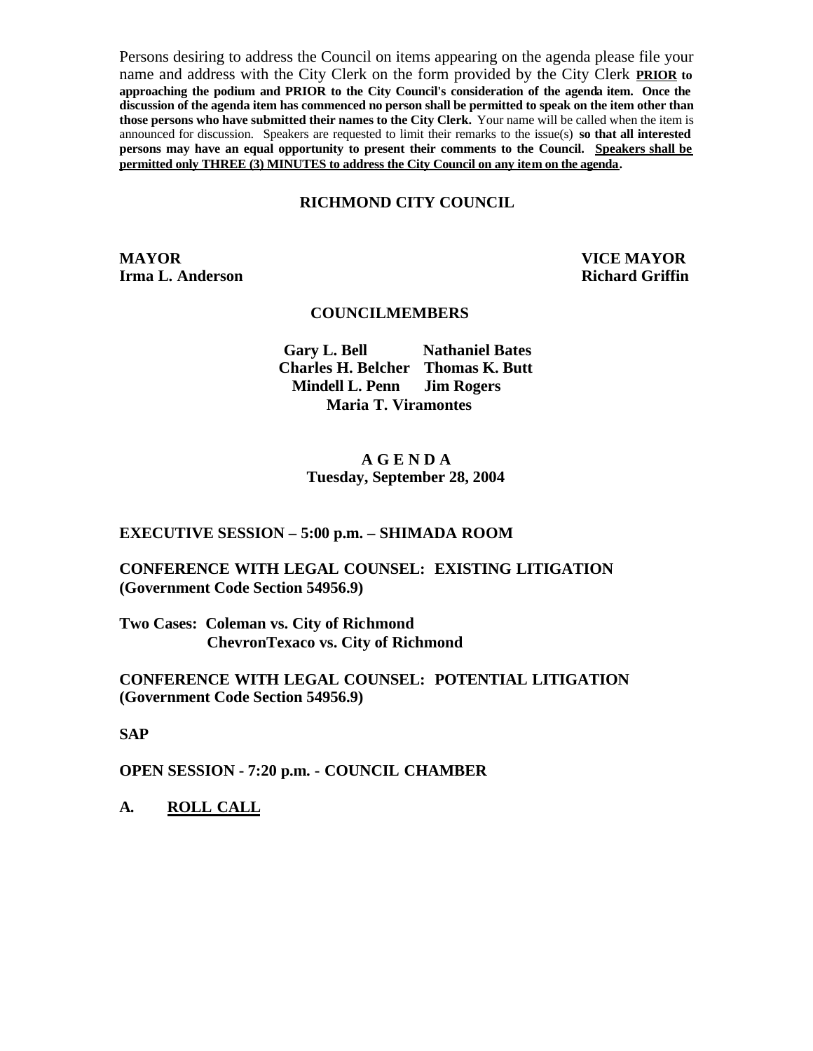Persons desiring to address the Council on items appearing on the agenda please file your name and address with the City Clerk on the form provided by the City Clerk **PRIOR to approaching the podium and PRIOR to the City Council's consideration of the agenda item. Once the discussion of the agenda item has commenced no person shall be permitted to speak on the item other than those persons who have submitted their names to the City Clerk.** Your name will be called when the item is announced for discussion. Speakers are requested to limit their remarks to the issue(s) **so that all interested persons may have an equal opportunity to present their comments to the Council. Speakers shall be permitted only THREE (3) MINUTES to address the City Council on any item on the agenda.**

# RICHMOND CITY COUNCIL

**MAYOR**
**Irma L. Anderson**

**VICE MAYOR**
**Richard Griffin**

## COUNCILMEMBERS

**Gary L. Bell**
**Nathaniel Bates**
**Charles H. Belcher**
**Thomas K. Butt**
**Mindell L. Penn**
**Jim Rogers**
**Maria T. Viramontes**

## A G E N D A
**Tuesday, September 28, 2004**

**EXECUTIVE SESSION – 5:00 p.m. – SHIMADA ROOM**

**CONFERENCE WITH LEGAL COUNSEL: EXISTING LITIGATION (Government Code Section 54956.9)**

**Two Cases: Coleman vs. City of Richmond**
**ChevronTexaco vs. City of Richmond**

**CONFERENCE WITH LEGAL COUNSEL: POTENTIAL LITIGATION (Government Code Section 54956.9)**

**SAP**

**OPEN SESSION - 7:20 p.m. - COUNCIL CHAMBER**

**A. ROLL CALL**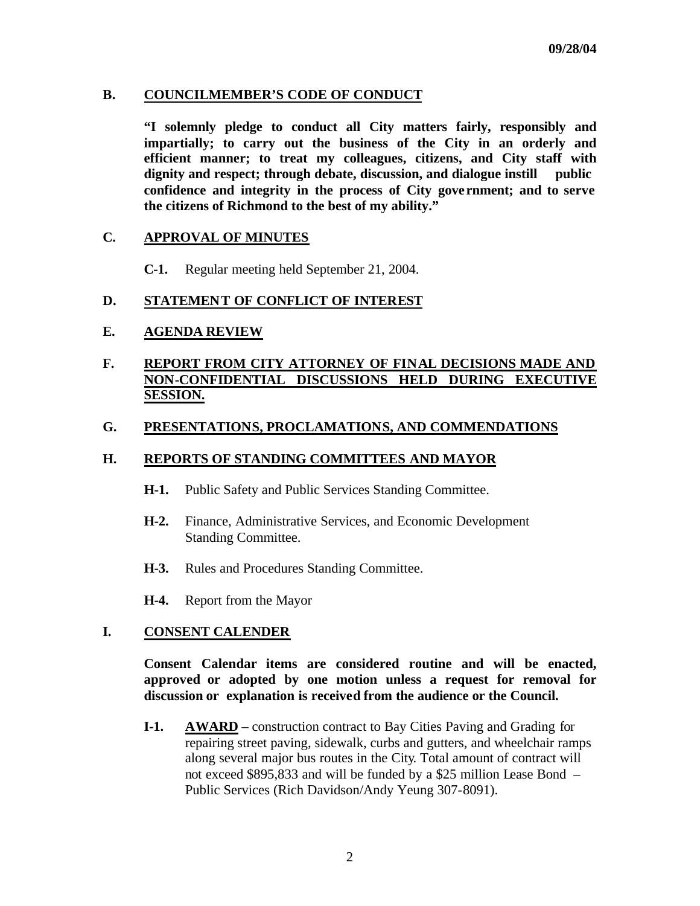09/28/04

## B. COUNCILMEMBER'S CODE OF CONDUCT

**"I solemnly pledge to conduct all City matters fairly, responsibly and impartially; to carry out the business of the City in an orderly and efficient manner; to treat my colleagues, citizens, and City staff with dignity and respect; through debate, discussion, and dialogue instill public confidence and integrity in the process of City government; and to serve the citizens of Richmond to the best of my ability."**

## C. APPROVAL OF MINUTES

**C-1.** Regular meeting held September 21, 2004.

## D. STATEMENT OF CONFLICT OF INTEREST

## E. AGENDA REVIEW

## F. REPORT FROM CITY ATTORNEY OF FINAL DECISIONS MADE AND NON-CONFIDENTIAL DISCUSSIONS HELD DURING EXECUTIVE SESSION.

## G. PRESENTATIONS, PROCLAMATIONS, AND COMMENDATIONS

## H. REPORTS OF STANDING COMMITTEES AND MAYOR

**H-1.** Public Safety and Public Services Standing Committee.

**H-2.** Finance, Administrative Services, and Economic Development Standing Committee.

**H-3.** Rules and Procedures Standing Committee.

**H-4.** Report from the Mayor

## I. CONSENT CALENDER

**Consent Calendar items are considered routine and will be enacted, approved or adopted by one motion unless a request for removal for discussion or explanation is received from the audience or the Council.**

**I-1.** **AWARD** – construction contract to Bay Cities Paving and Grading for repairing street paving, sidewalk, curbs and gutters, and wheelchair ramps along several major bus routes in the City. Total amount of contract will not exceed $895,833 and will be funded by a $25 million Lease Bond – Public Services (Rich Davidson/Andy Yeung 307-8091).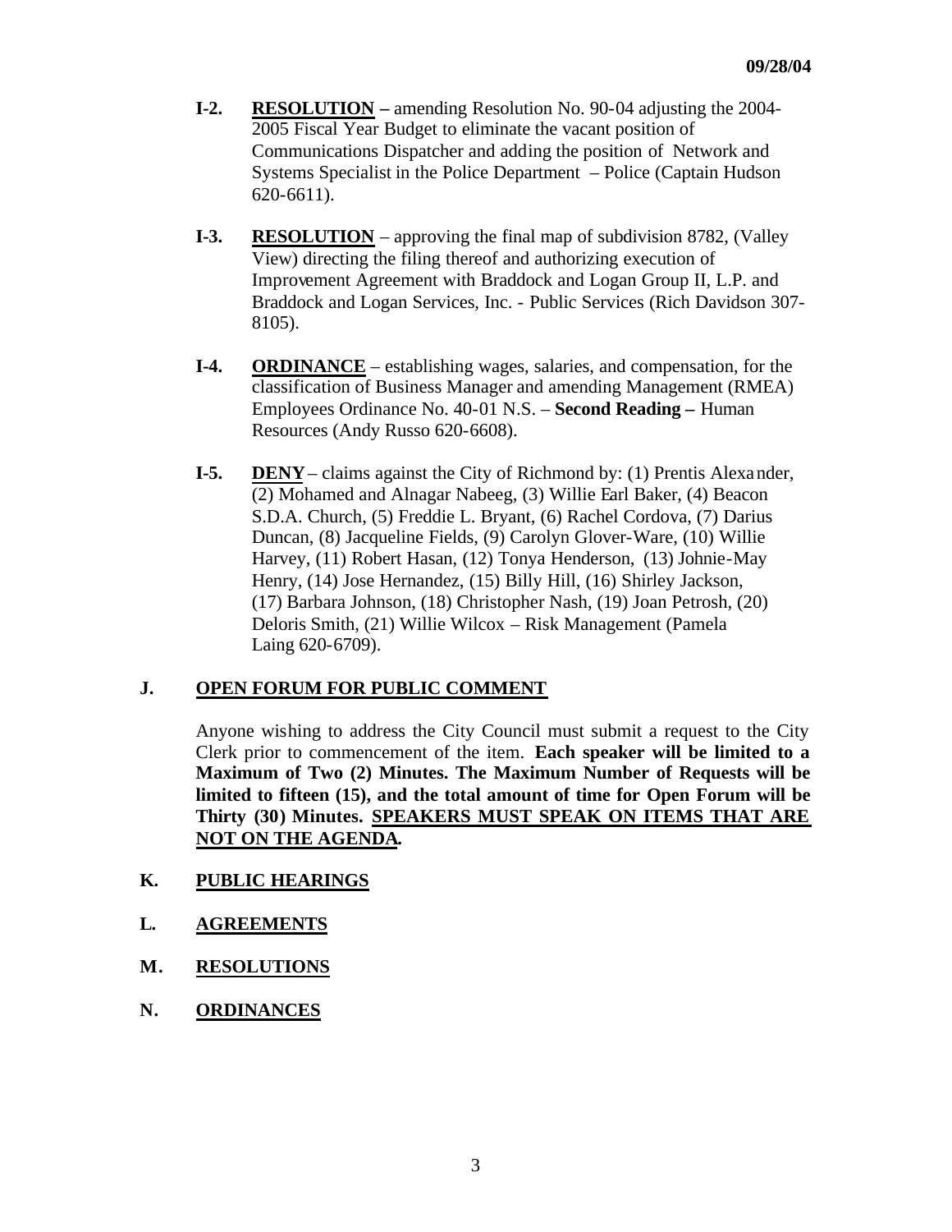**I-2.** **RESOLUTION –** amending Resolution No. 90-04 adjusting the 2004-2005 Fiscal Year Budget to eliminate the vacant position of Communications Dispatcher and adding the position of Network and Systems Specialist in the Police Department – Police (Captain Hudson 620-6611).

**I-3.** **RESOLUTION** – approving the final map of subdivision 8782, (Valley View) directing the filing thereof and authorizing execution of Improvement Agreement with Braddock and Logan Group II, L.P. and Braddock and Logan Services, Inc. - Public Services (Rich Davidson 307-8105).

**I-4.** **ORDINANCE** – establishing wages, salaries, and compensation, for the classification of Business Manager and amending Management (RMEA) Employees Ordinance No. 40-01 N.S. – **Second Reading –** Human Resources (Andy Russo 620-6608).

**I-5.** **DENY** – claims against the City of Richmond by: (1) Prentis Alexander, (2) Mohamed and Alnagar Nabeeg, (3) Willie Earl Baker, (4) Beacon S.D.A. Church, (5) Freddie L. Bryant, (6) Rachel Cordova, (7) Darius Duncan, (8) Jacqueline Fields, (9) Carolyn Glover-Ware, (10) Willie Harvey, (11) Robert Hasan, (12) Tonya Henderson, (13) Johnie-May Henry, (14) Jose Hernandez, (15) Billy Hill, (16) Shirley Jackson, (17) Barbara Johnson, (18) Christopher Nash, (19) Joan Petrosh, (20) Deloris Smith, (21) Willie Wilcox – Risk Management (Pamela Laing 620-6709).

## J. OPEN FORUM FOR PUBLIC COMMENT

Anyone wishing to address the City Council must submit a request to the City Clerk prior to commencement of the item. **Each speaker will be limited to a Maximum of Two (2) Minutes. The Maximum Number of Requests will be limited to fifteen (15), and the total amount of time for Open Forum will be Thirty (30) Minutes. SPEAKERS MUST SPEAK ON ITEMS THAT ARE NOT ON THE AGENDA.**

## K. PUBLIC HEARINGS

## L. AGREEMENTS

## M. RESOLUTIONS

## N. ORDINANCES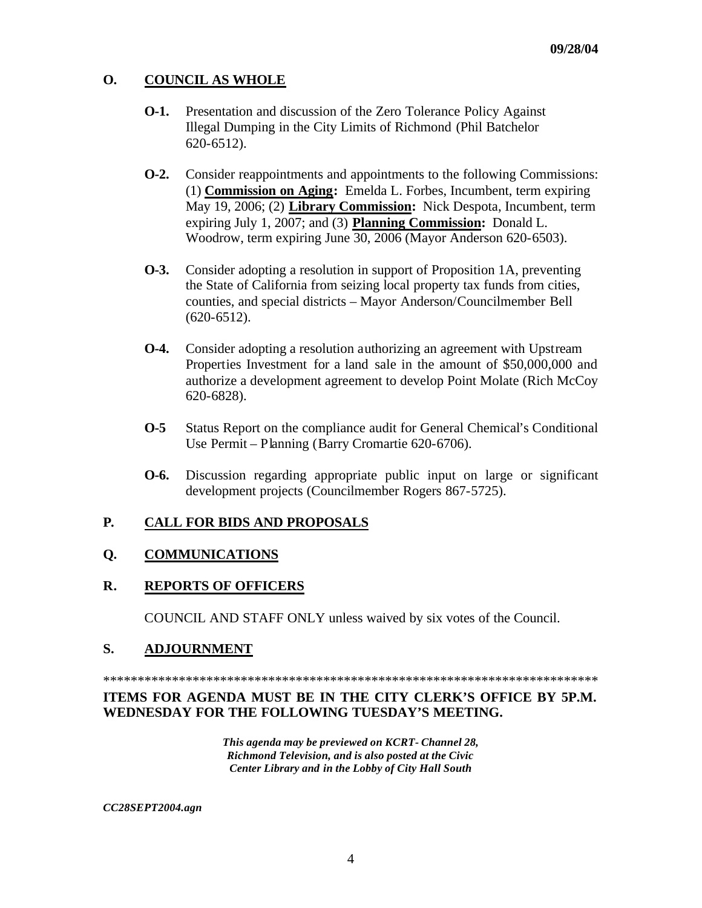09/28/04

## O. COUNCIL AS WHOLE

**O-1.** Presentation and discussion of the Zero Tolerance Policy Against Illegal Dumping in the City Limits of Richmond (Phil Batchelor 620-6512).

**O-2.** Consider reappointments and appointments to the following Commissions: (1) **Commission on Aging:** Emelda L. Forbes, Incumbent, term expiring May 19, 2006; (2) **Library Commission:** Nick Despota, Incumbent, term expiring July 1, 2007; and (3) **Planning Commission:** Donald L. Woodrow, term expiring June 30, 2006 (Mayor Anderson 620-6503).

**O-3.** Consider adopting a resolution in support of Proposition 1A, preventing the State of California from seizing local property tax funds from cities, counties, and special districts – Mayor Anderson/Councilmember Bell (620-6512).

**O-4.** Consider adopting a resolution authorizing an agreement with Upstream Properties Investment for a land sale in the amount of $50,000,000 and authorize a development agreement to develop Point Molate (Rich McCoy 620-6828).

**O-5** Status Report on the compliance audit for General Chemical's Conditional Use Permit – Planning (Barry Cromartie 620-6706).

**O-6.** Discussion regarding appropriate public input on large or significant development projects (Councilmember Rogers 867-5725).

## P. CALL FOR BIDS AND PROPOSALS

## Q. COMMUNICATIONS

## R. REPORTS OF OFFICERS

COUNCIL AND STAFF ONLY unless waived by six votes of the Council.

## S. ADJOURNMENT

**************************************************************************

**ITEMS FOR AGENDA MUST BE IN THE CITY CLERK'S OFFICE BY 5P.M. WEDNESDAY FOR THE FOLLOWING TUESDAY'S MEETING.**

***This agenda may be previewed on KCRT- Channel 28, Richmond Television, and is also posted at the Civic Center Library and in the Lobby of City Hall South***

***CC28SEPT2004.agn***